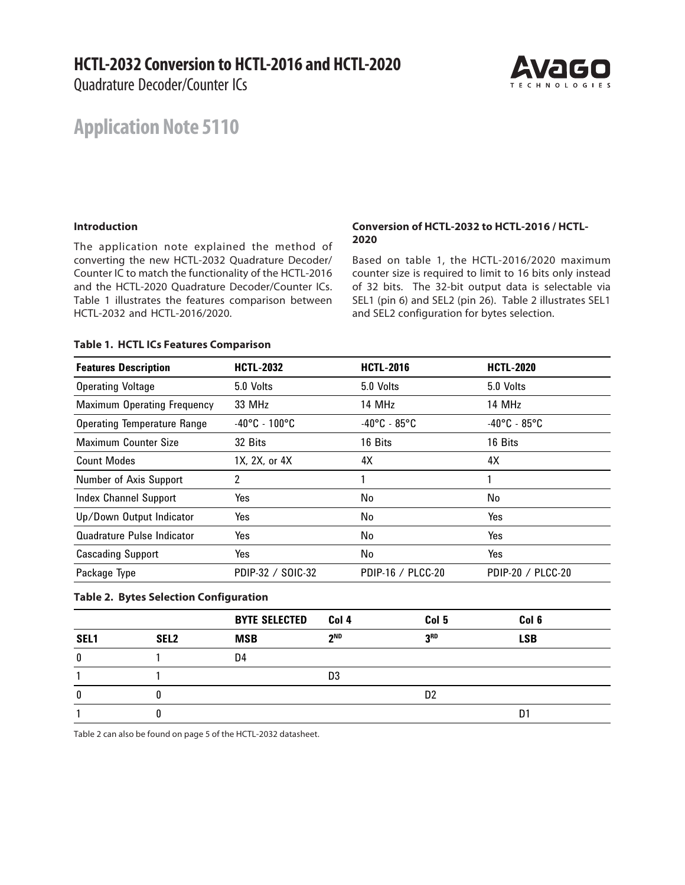# HCTL-2032 Conversion to HCTL-2016 and HCTL-2020

Quadrature Decoder/Counter ICs

## Application Note 5110

### Introduction

The application note explained the method of converting the new HCTL-2032 Quadrature Decoder/Counter IC to match the functionality of the HCTL-2016 and the HCTL-2020 Quadrature Decoder/Counter ICs. Table 1 illustrates the features comparison between HCTL-2032 and HCTL-2016/2020.

### Conversion of HCTL-2032 to HCTL-2016 / HCTL-2020

Based on table 1, the HCTL-2016/2020 maximum counter size is required to limit to 16 bits only instead of 32 bits. The 32-bit output data is selectable via SEL1 (pin 6) and SEL2 (pin 26). Table 2 illustrates SEL1 and SEL2 configuration for bytes selection.

**Table 1. HCTL ICs Features Comparison**

| Features Description | HCTL-2032 | HCTL-2016 | HCTL-2020 |
|---|---|---|---|
| Operating Voltage | 5.0 Volts | 5.0 Volts | 5.0 Volts |
| Maximum Operating Frequency | 33 MHz | 14 MHz | 14 MHz |
| Operating Temperature Range | -40°C - 100°C | -40°C - 85°C | -40°C - 85°C |
| Maximum Counter Size | 32 Bits | 16 Bits | 16 Bits |
| Count Modes | 1X, 2X, or 4X | 4X | 4X |
| Number of Axis Support | 2 | 1 | 1 |
| Index Channel Support | Yes | No | No |
| Up/Down Output Indicator | Yes | No | Yes |
| Quadrature Pulse Indicator | Yes | No | Yes |
| Cascading Support | Yes | No | Yes |
| Package Type | PDIP-32 / SOIC-32 | PDIP-16 / PLCC-20 | PDIP-20 / PLCC-20 |

**Table 2. Bytes Selection Configuration**

| | | BYTE SELECTED | Col 4 | Col 5 | Col 6 |
|---|---|---|---|---|---|
| **SEL1** | **SEL2** | **MSB** | **2ND** | **3RD** | **LSB** |
| 0 | 1 | D4 | | | |
| 1 | 1 | | D3 | | |
| 0 | 0 | | | D2 | |
| 1 | 0 | | | | D1 |

Table 2 can also be found on page 5 of the HCTL-2032 datasheet.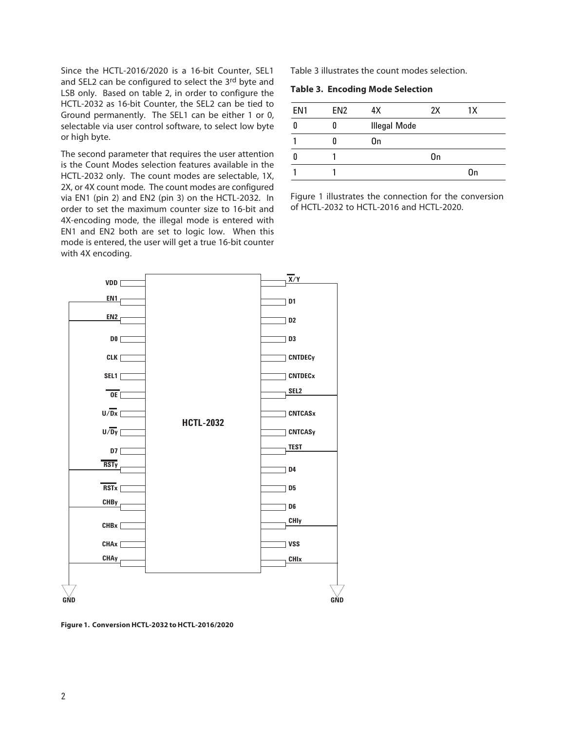Since the HCTL-2016/2020 is a 16-bit Counter, SEL1 and SEL2 can be configured to select the 3rd byte and LSB only. Based on table 2, in order to configure the HCTL-2032 as 16-bit Counter, the SEL2 can be tied to Ground permanently. The SEL1 can be either 1 or 0, selectable via user control software, to select low byte or high byte.

The second parameter that requires the user attention is the Count Modes selection features available in the HCTL-2032 only. The count modes are selectable, 1X, 2X, or 4X count mode. The count modes are configured via EN1 (pin 2) and EN2 (pin 3) on the HCTL-2032. In order to set the maximum counter size to 16-bit and 4X-encoding mode, the illegal mode is entered with EN1 and EN2 both are set to logic low. When this mode is entered, the user will get a true 16-bit counter with 4X encoding.

Table 3 illustrates the count modes selection.

**Table 3. Encoding Mode Selection**

| EN1 | EN2 | 4X | 2X | 1X |
|---|---|---|---|---|
| 0 | 0 | Illegal Mode | | |
| 1 | 0 | On | | |
| 0 | 1 | | On | |
| 1 | 1 | | | On |

Figure 1 illustrates the connection for the conversion of HCTL-2032 to HCTL-2016 and HCTL-2020.

**Figure 1. Conversion HCTL-2032 to HCTL-2016/2020**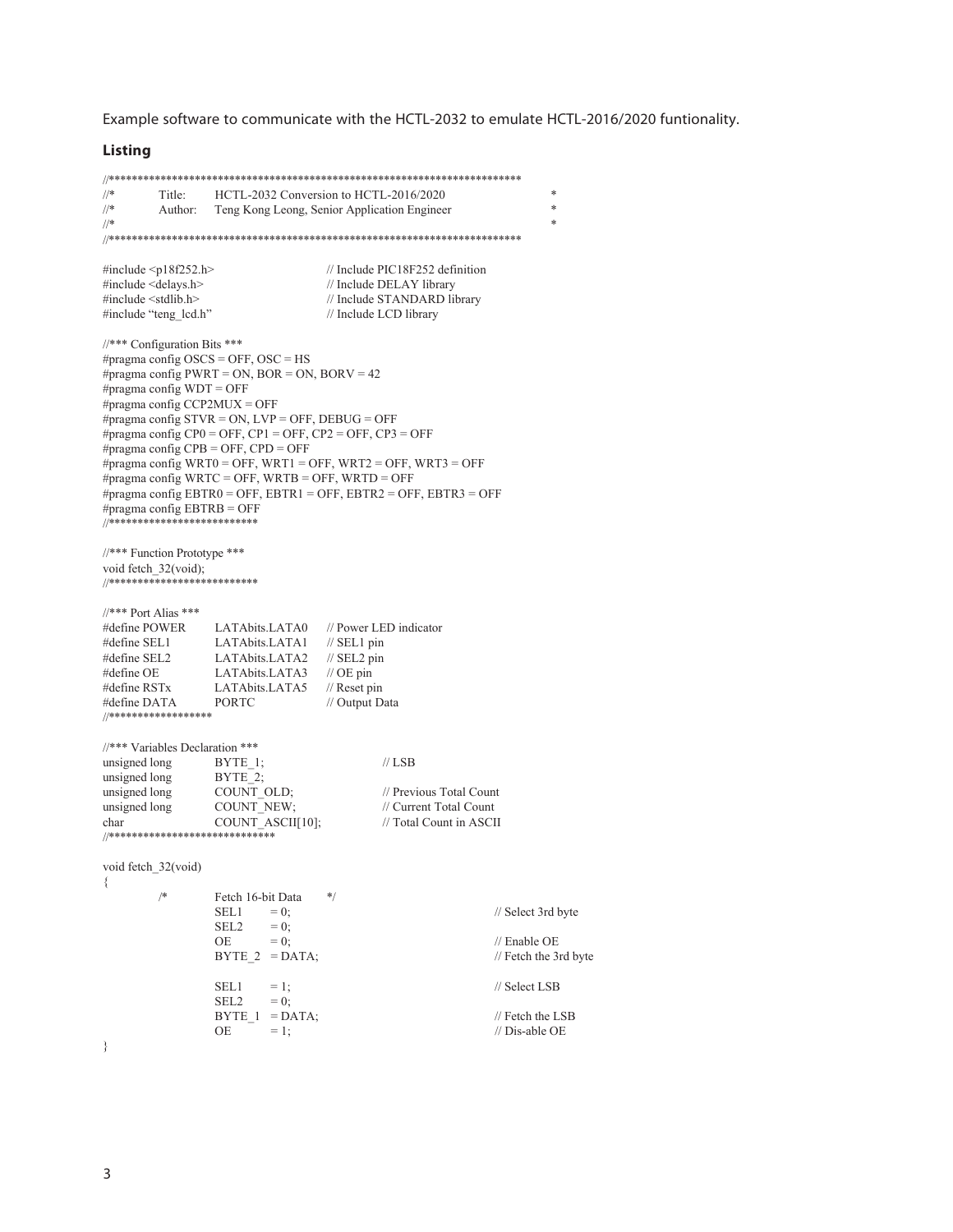Example software to communicate with the HCTL-2032 to emulate HCTL-2016/2020 funtionality.

## Listing

```
//**************************************************************************
//*       Title:    HCTL-2032 Conversion to HCTL-2016/2020                  *
//*       Author:   Teng Kong Leong, Senior Application Engineer            *
//*                                                                          *
//**************************************************************************

#include <p18f252.h>                  // Include PIC18F252 definition
#include <delays.h>                   // Include DELAY library
#include <stdlib.h>                   // Include STANDARD library
#include "teng_lcd.h"                 // Include LCD library

//*** Configuration Bits ***
#pragma config OSCS = OFF, OSC = HS
#pragma config PWRT = ON, BOR = ON, BORV = 42
#pragma config WDT = OFF
#pragma config CCP2MUX = OFF
#pragma config STVR = ON, LVP = OFF, DEBUG = OFF
#pragma config CP0 = OFF, CP1 = OFF, CP2 = OFF, CP3 = OFF
#pragma config CPB = OFF, CPD = OFF
#pragma config WRT0 = OFF, WRT1 = OFF, WRT2 = OFF, WRT3 = OFF
#pragma config WRTC = OFF, WRTB = OFF, WRTD = OFF
#pragma config EBTR0 = OFF, EBTR1 = OFF, EBTR2 = OFF, EBTR3 = OFF
#pragma config EBTRB = OFF
//**************************

//*** Function Prototype ***
void fetch_32(void);
//**************************

//*** Port Alias ***
#define POWER       LATAbits.LATA0    // Power LED indicator
#define SEL1        LATAbits.LATA1    // SEL1 pin
#define SEL2        LATAbits.LATA2    // SEL2 pin
#define OE          LATAbits.LATA3    // OE pin
#define RSTx        LATAbits.LATA5    // Reset pin
#define DATA        PORTC             // Output Data
//******************

//*** Variables Declaration ***
unsigned long       BYTE_1;                 // LSB
unsigned long       BYTE_2;
unsigned long       COUNT_OLD;              // Previous Total Count
unsigned long       COUNT_NEW;              // Current Total Count
char                COUNT_ASCII[10];        // Total Count in ASCII
//*****************************

void fetch_32(void)
{
        /*      Fetch 16-bit Data       */
                SEL1    = 0;                            // Select 3rd byte
                SEL2    = 0;
                OE      = 0;                            // Enable OE
                BYTE_2  = DATA;                         // Fetch the 3rd byte

                SEL1    = 1;                            // Select LSB
                SEL2    = 0;
                BYTE_1  = DATA;                         // Fetch the LSB
                OE      = 1;                            // Dis-able OE
}
```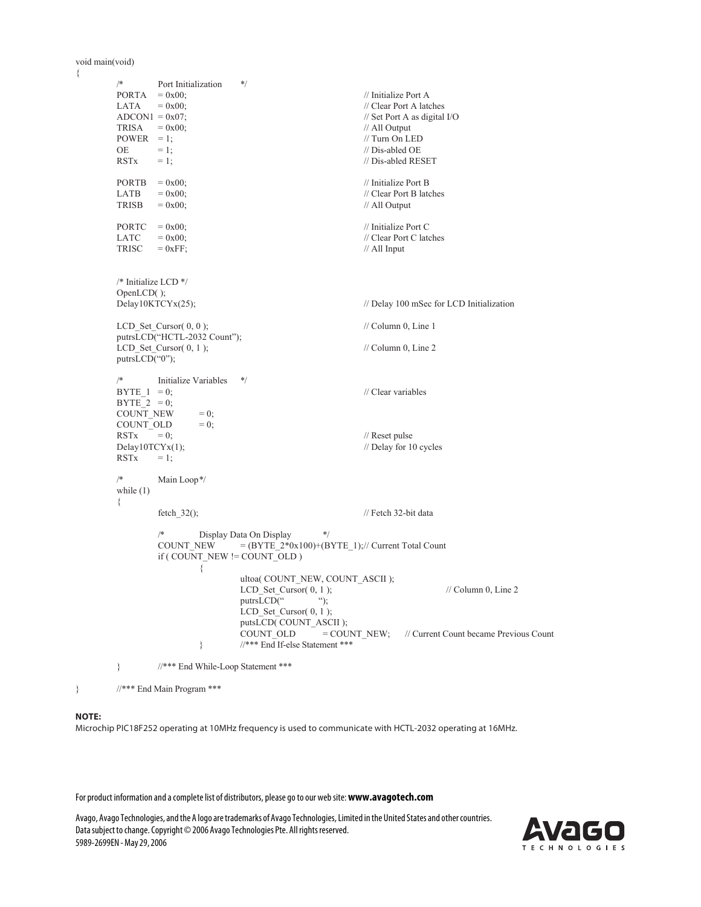```
void main(void)
{
        /*      Port Initialization     */
        PORTA   = 0x00;                                 // Initialize Port A
        LATA    = 0x00;                                 // Clear Port A latches
        ADCON1  = 0x07;                                 // Set Port A as digital I/O
        TRISA   = 0x00;                                 // All Output
        POWER   = 1;                                    // Turn On LED
        OE      = 1;                                    // Dis-abled OE
        RSTx    = 1;                                    // Dis-abled RESET

        PORTB   = 0x00;                                 // Initialize Port B
        LATB    = 0x00;                                 // Clear Port B latches
        TRISB   = 0x00;                                 // All Output

        PORTC   = 0x00;                                 // Initialize Port C
        LATC    = 0x00;                                 // Clear Port C latches
        TRISC   = 0xFF;                                 // All Input


        /* Initialize LCD */
        OpenLCD( );
        Delay10KTCYx(25);                               // Delay 100 mSec for LCD Initialization

        LCD_Set_Cursor( 0, 0 );                         // Column 0, Line 1
        putrsLCD("HCTL-2032 Count");
        LCD_Set_Cursor( 0, 1 );                         // Column 0, Line 2
        putrsLCD("0");

        /*      Initialize Variables    */
        BYTE_1  = 0;                                    // Clear variables
        BYTE_2  = 0;
        COUNT_NEW       = 0;
        COUNT_OLD       = 0;
        RSTx    = 0;                                    // Reset pulse
        Delay10TCYx(1);                                 // Delay for 10 cycles
        RSTx    = 1;

        /*      Main Loop*/
        while (1)
        {
                fetch_32();                             // Fetch 32-bit data

                /*      Display Data On Display         */
                COUNT_NEW       = (BYTE_2*0x100)+(BYTE_1);// Current Total Count
                if ( COUNT_NEW != COUNT_OLD )
                        {
                                ultoa( COUNT_NEW, COUNT_ASCII );
                                LCD_Set_Cursor( 0, 1 );                 // Column 0, Line 2
                                putrsLCD("          ");
                                LCD_Set_Cursor( 0, 1 );
                                putsLCD( COUNT_ASCII );
                                COUNT_OLD       = COUNT_NEW;    // Current Count became Previous Count
                        }       //*** End If-else Statement ***

        }       //*** End While-Loop Statement ***

}       //*** End Main Program ***
```

**NOTE:**

Microchip PIC18F252 operating at 10MHz frequency is used to communicate with HCTL-2032 operating at 16MHz.

For product information and a complete list of distributors, please go to our web site: **www.avagotech.com**

Avago, Avago Technologies, and the A logo are trademarks of Avago Technologies, Limited in the United States and other countries.
Data subject to change. Copyright © 2006 Avago Technologies Pte. All rights reserved.
5989-2699EN - May 29, 2006